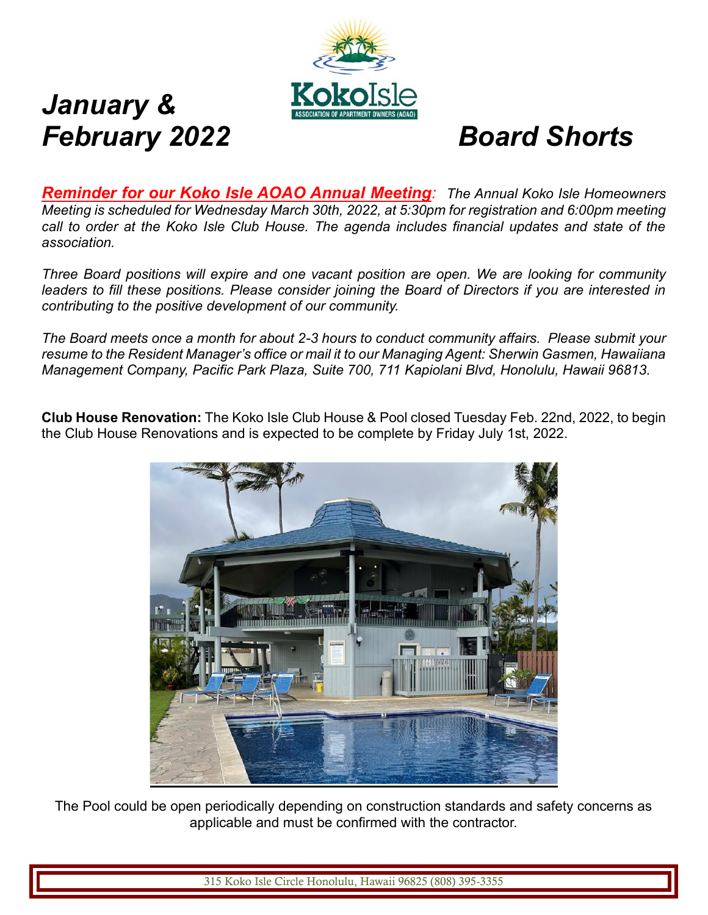# January & February 2022 Board Shorts

***Reminder for our Koko Isle AOAO Annual Meeting**: The Annual Koko Isle Homeowners Meeting is scheduled for Wednesday March 30th, 2022, at 5:30pm for registration and 6:00pm meeting call to order at the Koko Isle Club House. The agenda includes financial updates and state of the association.*

*Three Board positions will expire and one vacant position are open. We are looking for community leaders to fill these positions. Please consider joining the Board of Directors if you are interested in contributing to the positive development of our community.*

*The Board meets once a month for about 2-3 hours to conduct community affairs. Please submit your resume to the Resident Manager's office or mail it to our Managing Agent: Sherwin Gasmen, Hawaiiana Management Company, Pacific Park Plaza, Suite 700, 711 Kapiolani Blvd, Honolulu, Hawaii 96813.*

**Club House Renovation:** The Koko Isle Club House & Pool closed Tuesday Feb. 22nd, 2022, to begin the Club House Renovations and is expected to be complete by Friday July 1st, 2022.

The Pool could be open periodically depending on construction standards and safety concerns as applicable and must be confirmed with the contractor.

315 Koko Isle Circle Honolulu, Hawaii 96825 (808) 395-3355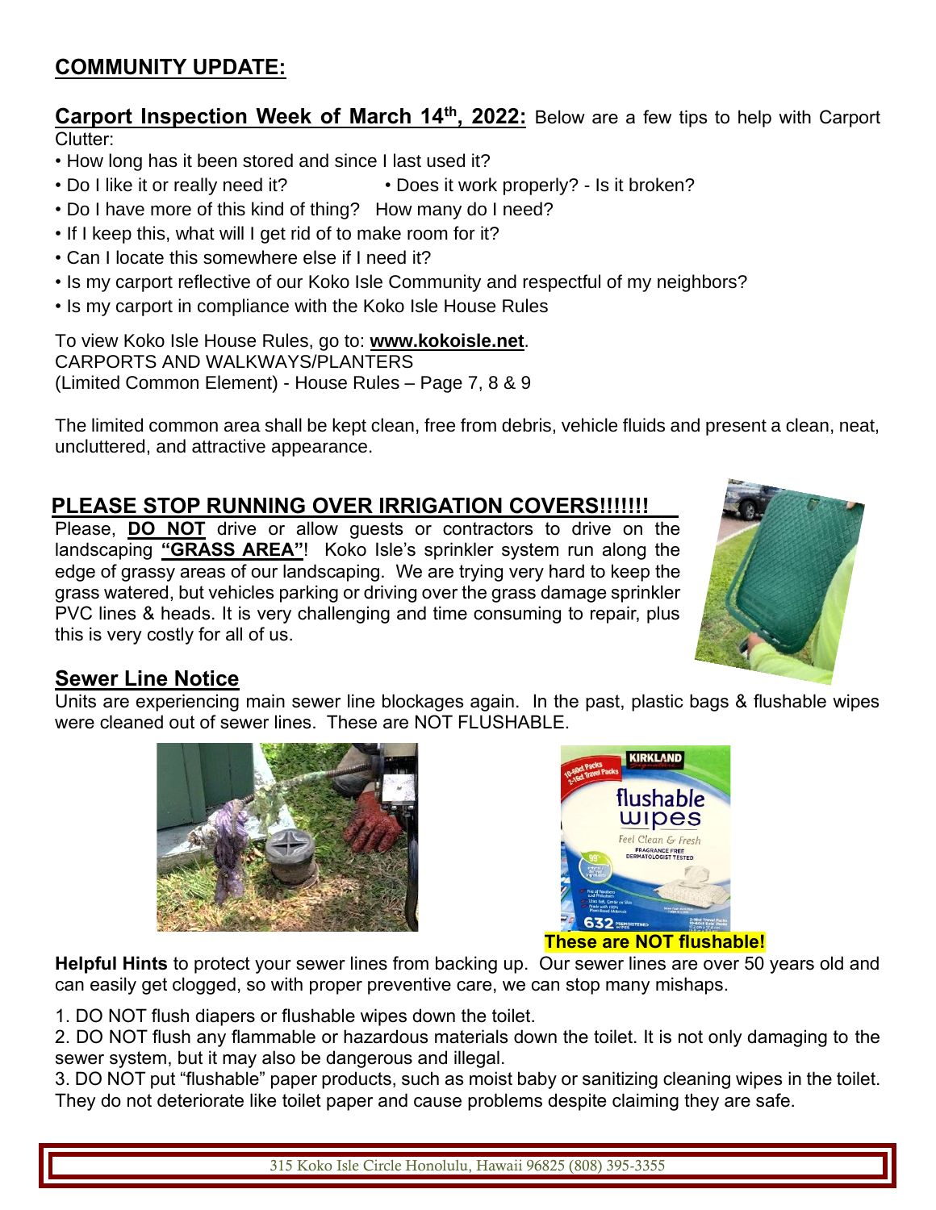## COMMUNITY UPDATE:

**Carport Inspection Week of March 14th, 2022:** Below are a few tips to help with Carport Clutter:

- How long has it been stored and since I last used it?
- Do I like it or really need it?
- Does it work properly? - Is it broken?
- Do I have more of this kind of thing? How many do I need?
- If I keep this, what will I get rid of to make room for it?
- Can I locate this somewhere else if I need it?
- Is my carport reflective of our Koko Isle Community and respectful of my neighbors?
- Is my carport in compliance with the Koko Isle House Rules

To view Koko Isle House Rules, go to: **www.kokoisle.net**.
CARPORTS AND WALKWAYS/PLANTERS
(Limited Common Element) - House Rules – Page 7, 8 & 9

The limited common area shall be kept clean, free from debris, vehicle fluids and present a clean, neat, uncluttered, and attractive appearance.

### PLEASE STOP RUNNING OVER IRRIGATION COVERS!!!!!!!

Please, **DO NOT** drive or allow guests or contractors to drive on the landscaping **"GRASS AREA"**! Koko Isle's sprinkler system run along the edge of grassy areas of our landscaping. We are trying very hard to keep the grass watered, but vehicles parking or driving over the grass damage sprinkler PVC lines & heads. It is very challenging and time consuming to repair, plus this is very costly for all of us.

### Sewer Line Notice

Units are experiencing main sewer line blockages again. In the past, plastic bags & flushable wipes were cleaned out of sewer lines. These are NOT FLUSHABLE.

**These are NOT flushable!**

**Helpful Hints** to protect your sewer lines from backing up. Our sewer lines are over 50 years old and can easily get clogged, so with proper preventive care, we can stop many mishaps.

1. DO NOT flush diapers or flushable wipes down the toilet.
2. DO NOT flush any flammable or hazardous materials down the toilet. It is not only damaging to the sewer system, but it may also be dangerous and illegal.
3. DO NOT put "flushable" paper products, such as moist baby or sanitizing cleaning wipes in the toilet. They do not deteriorate like toilet paper and cause problems despite claiming they are safe.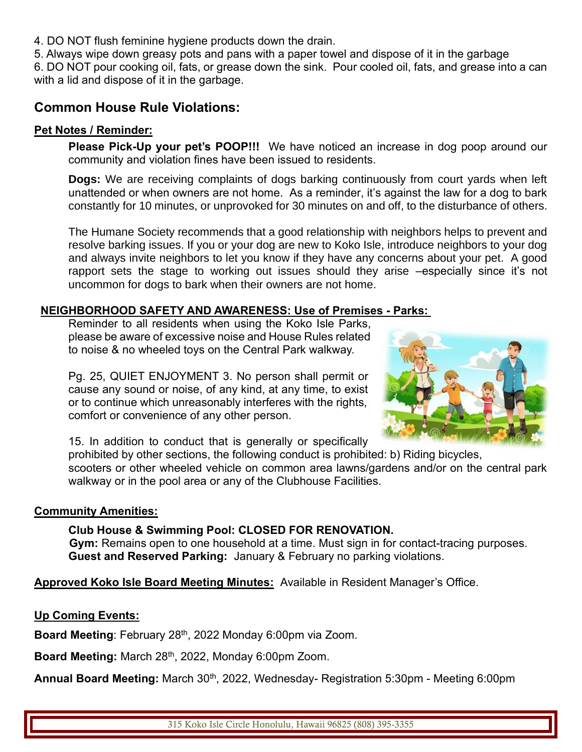4. DO NOT flush feminine hygiene products down the drain.
5. Always wipe down greasy pots and pans with a paper towel and dispose of it in the garbage
6. DO NOT pour cooking oil, fats, or grease down the sink. Pour cooled oil, fats, and grease into a can with a lid and dispose of it in the garbage.

## Common House Rule Violations:

**Pet Notes / Reminder:**

**Please Pick-Up your pet's POOP!!!** We have noticed an increase in dog poop around our community and violation fines have been issued to residents.

**Dogs:** We are receiving complaints of dogs barking continuously from court yards when left unattended or when owners are not home. As a reminder, it's against the law for a dog to bark constantly for 10 minutes, or unprovoked for 30 minutes on and off, to the disturbance of others.

The Humane Society recommends that a good relationship with neighbors helps to prevent and resolve barking issues. If you or your dog are new to Koko Isle, introduce neighbors to your dog and always invite neighbors to let you know if they have any concerns about your pet. A good rapport sets the stage to working out issues should they arise –especially since it's not uncommon for dogs to bark when their owners are not home.

**NEIGHBORHOOD SAFETY AND AWARENESS: Use of Premises - Parks:**

Reminder to all residents when using the Koko Isle Parks, please be aware of excessive noise and House Rules related to noise & no wheeled toys on the Central Park walkway.

Pg. 25, QUIET ENJOYMENT 3. No person shall permit or cause any sound or noise, of any kind, at any time, to exist or to continue which unreasonably interferes with the rights, comfort or convenience of any other person.

15. In addition to conduct that is generally or specifically prohibited by other sections, the following conduct is prohibited: b) Riding bicycles, scooters or other wheeled vehicle on common area lawns/gardens and/or on the central park walkway or in the pool area or any of the Clubhouse Facilities.

**Community Amenities:**

**Club House & Swimming Pool: CLOSED FOR RENOVATION.**
**Gym:** Remains open to one household at a time. Must sign in for contact-tracing purposes.
**Guest and Reserved Parking:** January & February no parking violations.

**Approved Koko Isle Board Meeting Minutes:** Available in Resident Manager's Office.

**Up Coming Events:**

**Board Meeting**: February 28th, 2022 Monday 6:00pm via Zoom.

**Board Meeting:** March 28th, 2022, Monday 6:00pm Zoom.

**Annual Board Meeting:** March 30th, 2022, Wednesday- Registration 5:30pm - Meeting 6:00pm